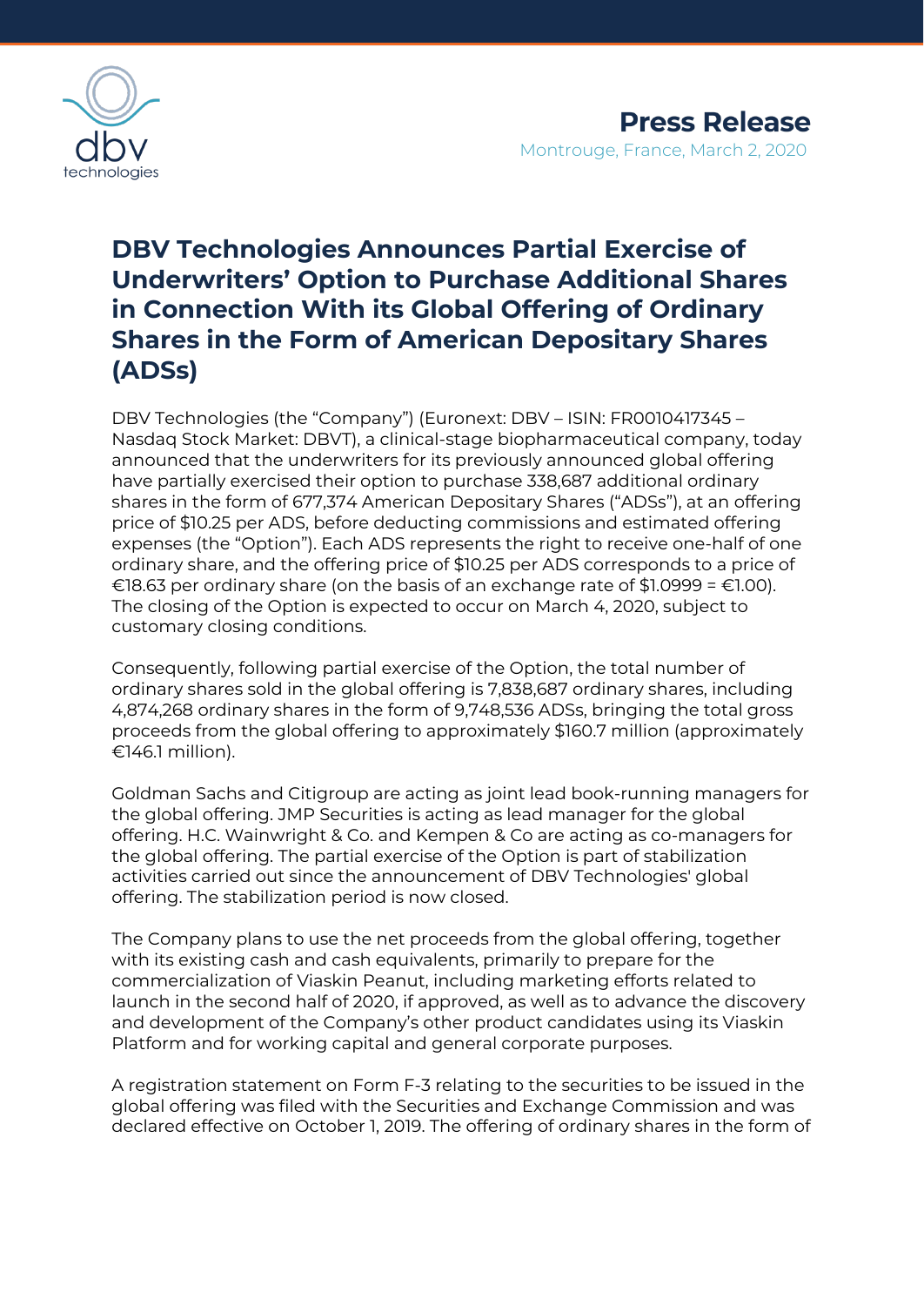**Press Release**

Montrouge, France, March 2, 2020

# DBV Technologies Announces Partial Exercise of Underwriters' Option to Purchase Additional Shares in Connection With its Global Offering of Ordinary Shares in the Form of American Depositary Shares (ADSs)

DBV Technologies (the "Company") (Euronext: DBV – ISIN: FR0010417345 – Nasdaq Stock Market: DBVT), a clinical-stage biopharmaceutical company, today announced that the underwriters for its previously announced global offering have partially exercised their option to purchase 338,687 additional ordinary shares in the form of 677,374 American Depositary Shares ("ADSs"), at an offering price of $10.25 per ADS, before deducting commissions and estimated offering expenses (the "Option"). Each ADS represents the right to receive one-half of one ordinary share, and the offering price of $10.25 per ADS corresponds to a price of €18.63 per ordinary share (on the basis of an exchange rate of $1.0999 = €1.00). The closing of the Option is expected to occur on March 4, 2020, subject to customary closing conditions.

Consequently, following partial exercise of the Option, the total number of ordinary shares sold in the global offering is 7,838,687 ordinary shares, including 4,874,268 ordinary shares in the form of 9,748,536 ADSs, bringing the total gross proceeds from the global offering to approximately $160.7 million (approximately €146.1 million).

Goldman Sachs and Citigroup are acting as joint lead book-running managers for the global offering. JMP Securities is acting as lead manager for the global offering. H.C. Wainwright & Co. and Kempen & Co are acting as co-managers for the global offering. The partial exercise of the Option is part of stabilization activities carried out since the announcement of DBV Technologies' global offering. The stabilization period is now closed.

The Company plans to use the net proceeds from the global offering, together with its existing cash and cash equivalents, primarily to prepare for the commercialization of Viaskin Peanut, including marketing efforts related to launch in the second half of 2020, if approved, as well as to advance the discovery and development of the Company's other product candidates using its Viaskin Platform and for working capital and general corporate purposes.

A registration statement on Form F-3 relating to the securities to be issued in the global offering was filed with the Securities and Exchange Commission and was declared effective on October 1, 2019. The offering of ordinary shares in the form of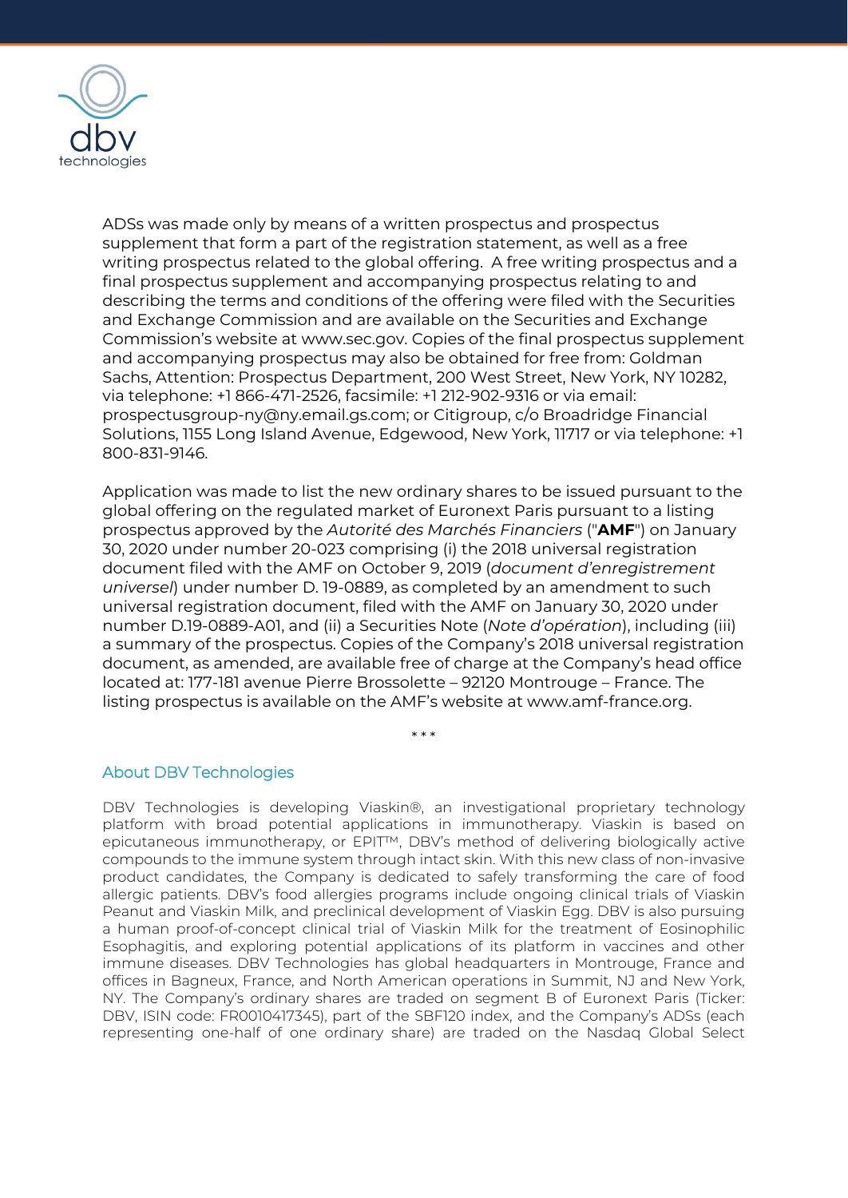ADSs was made only by means of a written prospectus and prospectus supplement that form a part of the registration statement, as well as a free writing prospectus related to the global offering. A free writing prospectus and a final prospectus supplement and accompanying prospectus relating to and describing the terms and conditions of the offering were filed with the Securities and Exchange Commission and are available on the Securities and Exchange Commission's website at www.sec.gov. Copies of the final prospectus supplement and accompanying prospectus may also be obtained for free from: Goldman Sachs, Attention: Prospectus Department, 200 West Street, New York, NY 10282, via telephone: +1 866-471-2526, facsimile: +1 212-902-9316 or via email: prospectusgroup-ny@ny.email.gs.com; or Citigroup, c/o Broadridge Financial Solutions, 1155 Long Island Avenue, Edgewood, New York, 11717 or via telephone: +1 800-831-9146.

Application was made to list the new ordinary shares to be issued pursuant to the global offering on the regulated market of Euronext Paris pursuant to a listing prospectus approved by the *Autorité des Marchés Financiers* ("**AMF**") on January 30, 2020 under number 20-023 comprising (i) the 2018 universal registration document filed with the AMF on October 9, 2019 (*document d'enregistrement universel*) under number D. 19-0889, as completed by an amendment to such universal registration document, filed with the AMF on January 30, 2020 under number D.19-0889-A01, and (ii) a Securities Note (*Note d'opération*), including (iii) a summary of the prospectus. Copies of the Company's 2018 universal registration document, as amended, are available free of charge at the Company's head office located at: 177-181 avenue Pierre Brossolette – 92120 Montrouge – France. The listing prospectus is available on the AMF's website at www.amf-france.org.

\* \* \*

## About DBV Technologies

DBV Technologies is developing Viaskin®, an investigational proprietary technology platform with broad potential applications in immunotherapy. Viaskin is based on epicutaneous immunotherapy, or EPIT™, DBV's method of delivering biologically active compounds to the immune system through intact skin. With this new class of non-invasive product candidates, the Company is dedicated to safely transforming the care of food allergic patients. DBV's food allergies programs include ongoing clinical trials of Viaskin Peanut and Viaskin Milk, and preclinical development of Viaskin Egg. DBV is also pursuing a human proof-of-concept clinical trial of Viaskin Milk for the treatment of Eosinophilic Esophagitis, and exploring potential applications of its platform in vaccines and other immune diseases. DBV Technologies has global headquarters in Montrouge, France and offices in Bagneux, France, and North American operations in Summit, NJ and New York, NY. The Company's ordinary shares are traded on segment B of Euronext Paris (Ticker: DBV, ISIN code: FR0010417345), part of the SBF120 index, and the Company's ADSs (each representing one-half of one ordinary share) are traded on the Nasdaq Global Select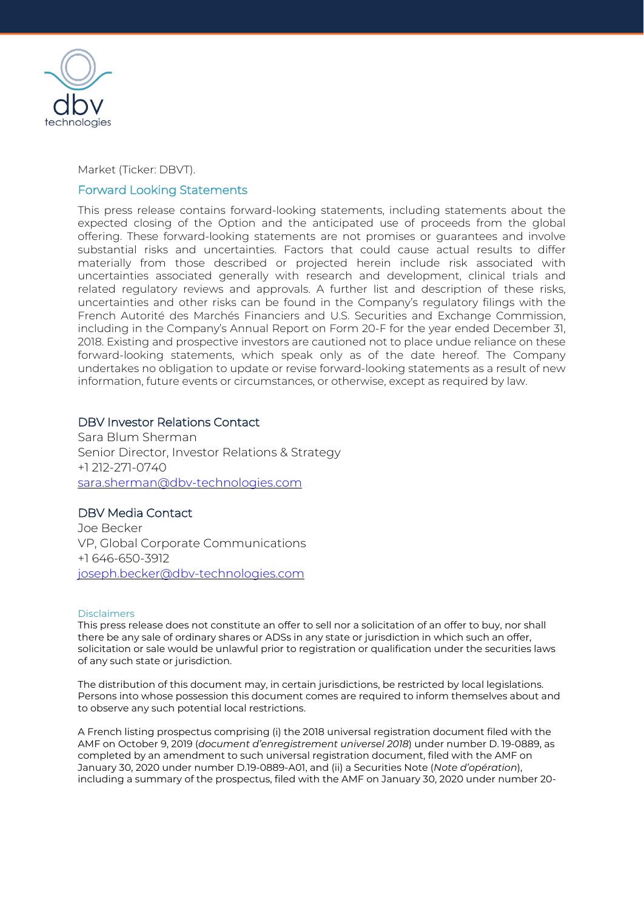Market (Ticker: DBVT).

## Forward Looking Statements

This press release contains forward-looking statements, including statements about the expected closing of the Option and the anticipated use of proceeds from the global offering. These forward-looking statements are not promises or guarantees and involve substantial risks and uncertainties. Factors that could cause actual results to differ materially from those described or projected herein include risk associated with uncertainties associated generally with research and development, clinical trials and related regulatory reviews and approvals. A further list and description of these risks, uncertainties and other risks can be found in the Company's regulatory filings with the French Autorité des Marchés Financiers and U.S. Securities and Exchange Commission, including in the Company's Annual Report on Form 20-F for the year ended December 31, 2018. Existing and prospective investors are cautioned not to place undue reliance on these forward-looking statements, which speak only as of the date hereof. The Company undertakes no obligation to update or revise forward-looking statements as a result of new information, future events or circumstances, or otherwise, except as required by law.

## DBV Investor Relations Contact

Sara Blum Sherman
Senior Director, Investor Relations & Strategy
+1 212-271-0740
sara.sherman@dbv-technologies.com

## DBV Media Contact

Joe Becker
VP, Global Corporate Communications
+1 646-650-3912
joseph.becker@dbv-technologies.com

### Disclaimers

This press release does not constitute an offer to sell nor a solicitation of an offer to buy, nor shall there be any sale of ordinary shares or ADSs in any state or jurisdiction in which such an offer, solicitation or sale would be unlawful prior to registration or qualification under the securities laws of any such state or jurisdiction.

The distribution of this document may, in certain jurisdictions, be restricted by local legislations. Persons into whose possession this document comes are required to inform themselves about and to observe any such potential local restrictions.

A French listing prospectus comprising (i) the 2018 universal registration document filed with the AMF on October 9, 2019 (*document d'enregistrement universel 2018*) under number D. 19-0889, as completed by an amendment to such universal registration document, filed with the AMF on January 30, 2020 under number D.19-0889-A01, and (ii) a Securities Note (*Note d'opération*), including a summary of the prospectus, filed with the AMF on January 30, 2020 under number 20-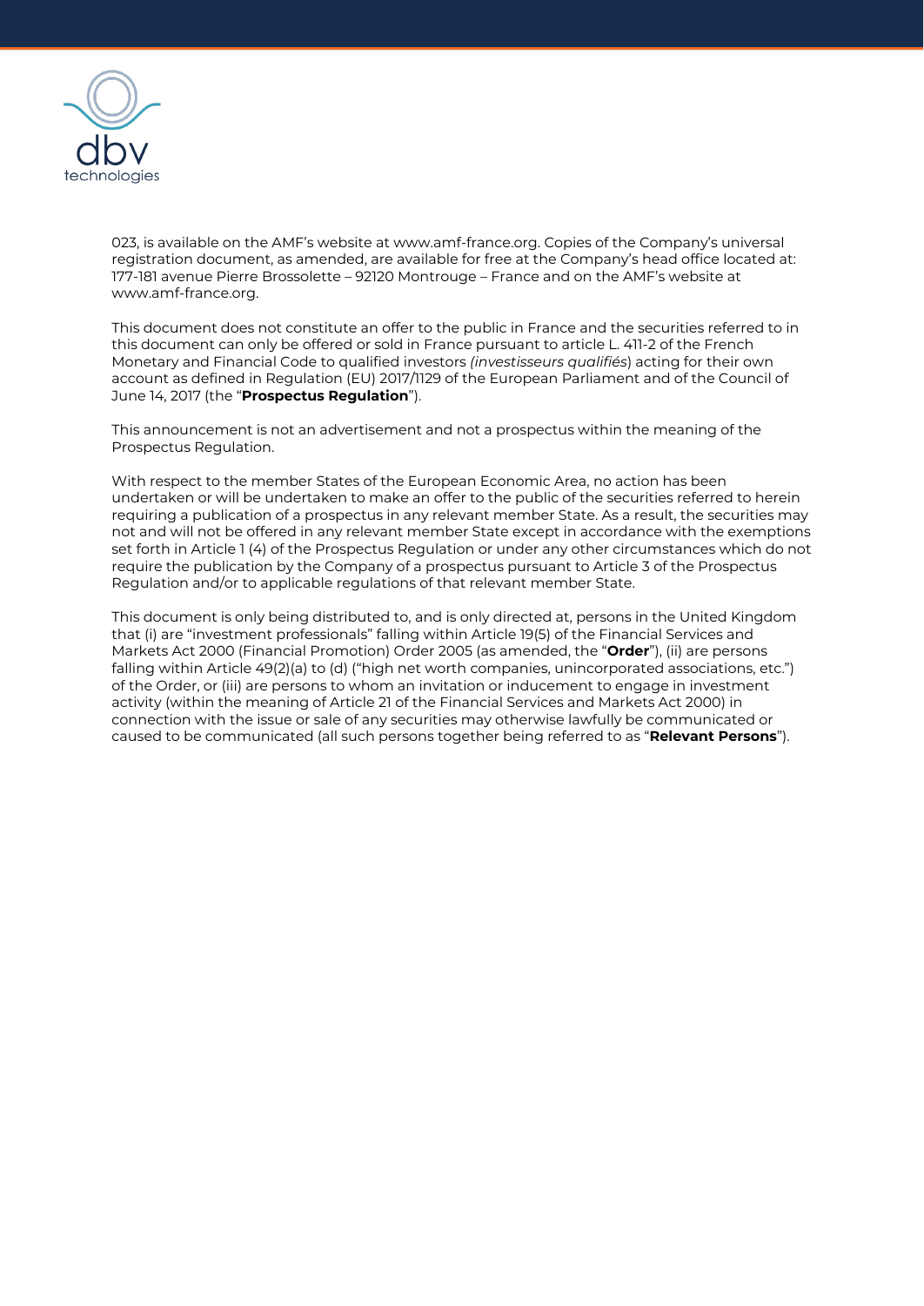023, is available on the AMF's website at www.amf-france.org. Copies of the Company's universal registration document, as amended, are available for free at the Company's head office located at: 177-181 avenue Pierre Brossolette – 92120 Montrouge – France and on the AMF's website at www.amf-france.org.

This document does not constitute an offer to the public in France and the securities referred to in this document can only be offered or sold in France pursuant to article L. 411-2 of the French Monetary and Financial Code to qualified investors *(investisseurs qualifiés*) acting for their own account as defined in Regulation (EU) 2017/1129 of the European Parliament and of the Council of June 14, 2017 (the "**Prospectus Regulation**").

This announcement is not an advertisement and not a prospectus within the meaning of the Prospectus Regulation.

With respect to the member States of the European Economic Area, no action has been undertaken or will be undertaken to make an offer to the public of the securities referred to herein requiring a publication of a prospectus in any relevant member State. As a result, the securities may not and will not be offered in any relevant member State except in accordance with the exemptions set forth in Article 1 (4) of the Prospectus Regulation or under any other circumstances which do not require the publication by the Company of a prospectus pursuant to Article 3 of the Prospectus Regulation and/or to applicable regulations of that relevant member State.

This document is only being distributed to, and is only directed at, persons in the United Kingdom that (i) are "investment professionals" falling within Article 19(5) of the Financial Services and Markets Act 2000 (Financial Promotion) Order 2005 (as amended, the "**Order**"), (ii) are persons falling within Article 49(2)(a) to (d) ("high net worth companies, unincorporated associations, etc.") of the Order, or (iii) are persons to whom an invitation or inducement to engage in investment activity (within the meaning of Article 21 of the Financial Services and Markets Act 2000) in connection with the issue or sale of any securities may otherwise lawfully be communicated or caused to be communicated (all such persons together being referred to as "**Relevant Persons**").